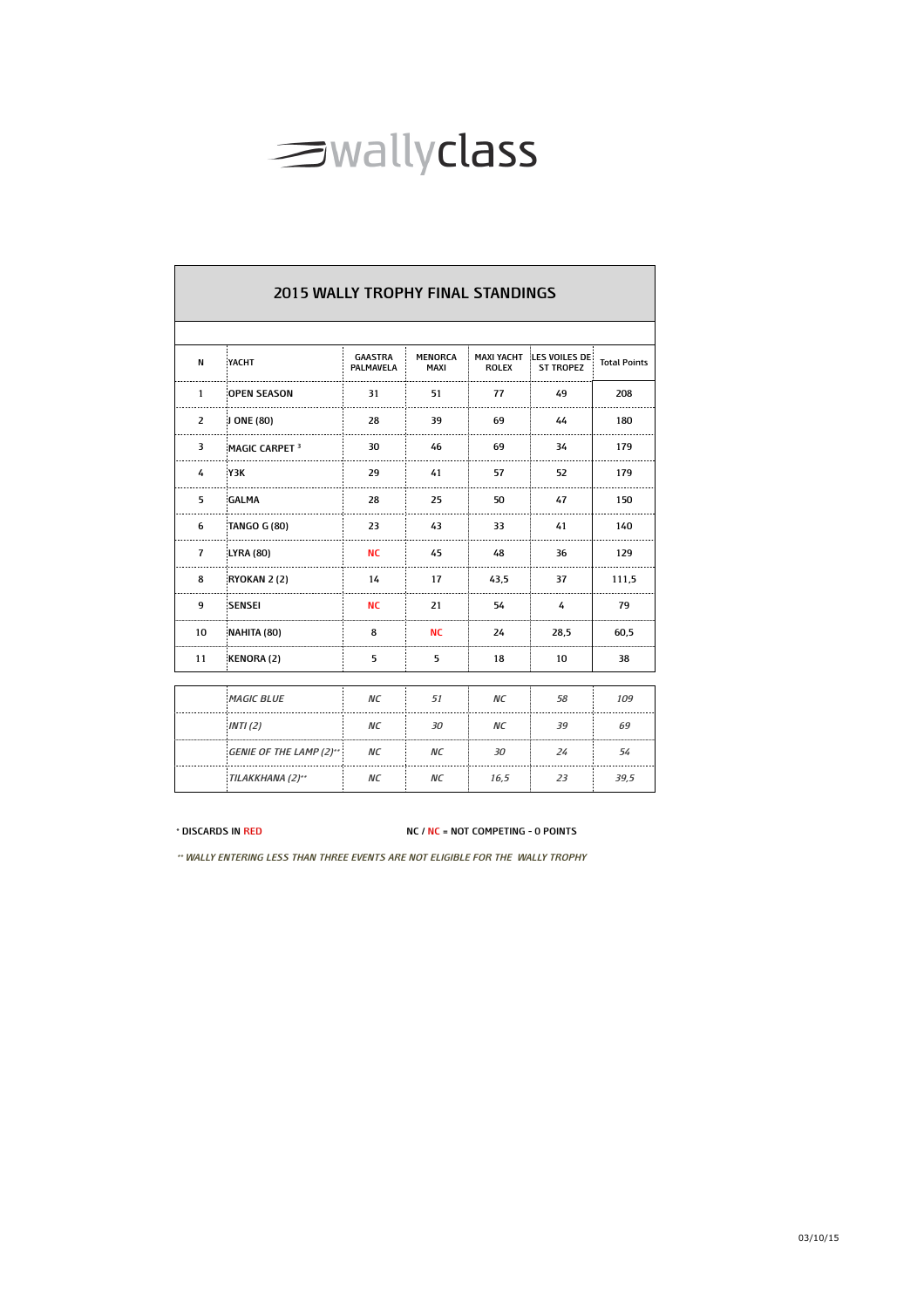wallyclass

## 2015 WALLY TROPHY FINAL STANDINGS

| N | YACHT | GAASTRA PALMAVELA | MENORCA MAXI | MAXI YACHT ROLEX | LES VOILES DE ST TROPEZ | Total Points |
|---|---|---|---|---|---|---|
| 1 | OPEN SEASON | 31 | 51 | 77 | 49 | 208 |
| 2 | J ONE (80) | 28 | 39 | 69 | 44 | 180 |
| 3 | MAGIC CARPET [3] | 30 | 46 | 69 | 34 | 179 |
| 4 | Y3K | 29 | 41 | 57 | 52 | 179 |
| 5 | GALMA | 28 | 25 | 50 | 47 | 150 |
| 6 | TANGO G (80) | 23 | 43 | 33 | 41 | 140 |
| 7 | LYRA (80) | NC | 45 | 48 | 36 | 129 |
| 8 | RYOKAN 2 (2) | 14 | 17 | 43,5 | 37 | 111,5 |
| 9 | SENSEI | NC | 21 | 54 | 4 | 79 |
| 10 | NAHITA (80) | 8 | NC | 24 | 28,5 | 60,5 |
| 11 | KENORA (2) | 5 | 5 | 18 | 10 | 38 |
| | *MAGIC BLUE* | *NC* | *51* | *NC* | *58* | *109* |
| | *INTI (2)* | *NC* | *30* | *NC* | *39* | *69* |
| | *GENIE OF THE LAMP (2)\*\** | *NC* | *NC* | *30* | *24* | *54* |
| | *TILAKKHANA (2)\*\** | *NC* | *NC* | *16,5* | *23* | *39,5* |

\* DISCARDS IN RED

NC / NC = NOT COMPETING - 0 POINTS

*\*\* WALLY ENTERING LESS THAN THREE EVENTS ARE NOT ELIGIBLE FOR THE WALLY TROPHY*

03/10/15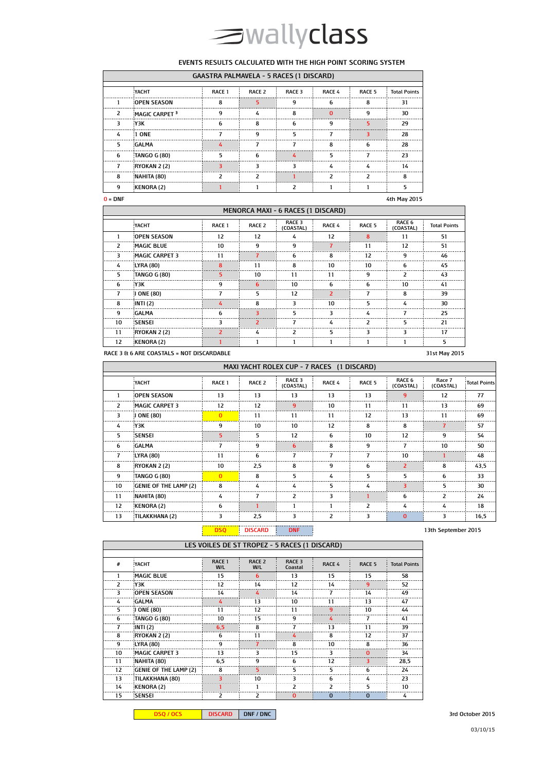# wallyclass

EVENTS RESULTS CALCULATED WITH THE HIGH POINT SCORING SYSTEM

**GAASTRA PALMAVELA - 5 RACES (1 DISCARD)**

| | YACHT | RACE 1 | RACE 2 | RACE 3 | RACE 4 | RACE 5 | Total Points |
|---|---|---|---|---|---|---|---|
| 1 | OPEN SEASON | 8 | 5 | 9 | 6 | 8 | 31 |
| 2 | MAGIC CARPET ³ | 9 | 4 | 8 | 0 | 9 | 30 |
| 3 | Y3K | 6 | 8 | 6 | 9 | 5 | 29 |
| 4 | J ONE | 7 | 9 | 5 | 7 | 3 | 28 |
| 5 | GALMA | 4 | 7 | 7 | 8 | 6 | 28 |
| 6 | TANGO G (80) | 5 | 6 | 4 | 5 | 7 | 23 |
| 7 | RYOKAN 2 (2) | 3 | 3 | 3 | 4 | 4 | 14 |
| 8 | NAHITA (80) | 2 | 2 | 1 | 2 | 2 | 8 |
| 9 | KENORA (2) | 1 | 1 | 2 | 1 | 1 | 5 |

0 = DNF

4th May 2015

**MENORCA MAXI - 6 RACES (1 DISCARD)**

| | YACHT | RACE 1 | RACE 2 | RACE 3 (COASTAL) | RACE 4 | RACE 5 | RACE 6 (COASTAL) | Total Points |
|---|---|---|---|---|---|---|---|---|
| 1 | OPEN SEASON | 12 | 12 | 4 | 12 | 8 | 11 | 51 |
| 2 | MAGIC BLUE | 10 | 9 | 9 | 7 | 11 | 12 | 51 |
| 3 | MAGIC CARPET 3 | 11 | 7 | 6 | 8 | 12 | 9 | 46 |
| 4 | LYRA (80) | 8 | 11 | 8 | 10 | 10 | 6 | 45 |
| 5 | TANGO G (80) | 5 | 10 | 11 | 11 | 9 | 2 | 43 |
| 6 | Y3K | 9 | 6 | 10 | 6 | 6 | 10 | 41 |
| 7 | J ONE (80) | 7 | 5 | 12 | 2 | 7 | 8 | 39 |
| 8 | INTI (2) | 4 | 8 | 3 | 10 | 5 | 4 | 30 |
| 9 | GALMA | 6 | 3 | 5 | 3 | 4 | 7 | 25 |
| 10 | SENSEI | 3 | 2 | 7 | 4 | 2 | 5 | 21 |
| 11 | RYOKAN 2 (2) | 2 | 4 | 2 | 5 | 3 | 3 | 17 |
| 12 | KENORA (2) | 1 | 1 | 1 | 1 | 1 | 1 | 5 |

RACE 3 & 6 ARE COASTALS = NOT DISCARDABLE

31st May 2015

**MAXI YACHT ROLEX CUP - 7 RACES (1 DISCARD)**

| | YACHT | RACE 1 | RACE 2 | RACE 3 (COASTAL) | RACE 4 | RACE 5 | RACE 6 (COASTAL) | Race 7 (COASTAL) | Total Points |
|---|---|---|---|---|---|---|---|---|---|
| 1 | OPEN SEASON | 13 | 13 | 13 | 13 | 13 | 9 | 12 | 77 |
| 2 | MAGIC CARPET 3 | 12 | 12 | 9 | 10 | 11 | 11 | 13 | 69 |
| 3 | J ONE (80) | 0 | 11 | 11 | 11 | 12 | 13 | 11 | 69 |
| 4 | Y3K | 9 | 10 | 10 | 12 | 8 | 8 | 7 | 57 |
| 5 | SENSEI | 5 | 5 | 12 | 6 | 10 | 12 | 9 | 54 |
| 6 | GALMA | 7 | 9 | 6 | 8 | 9 | 7 | 10 | 50 |
| 7 | LYRA (80) | 11 | 6 | 7 | 7 | 7 | 10 | 1 | 48 |
| 8 | RYOKAN 2 (2) | 10 | 2,5 | 8 | 9 | 6 | 2 | 8 | 43,5 |
| 9 | TANGO G (80) | 0 | 8 | 5 | 4 | 5 | 5 | 6 | 33 |
| 10 | GENIE OF THE LAMP (2) | 8 | 4 | 4 | 5 | 4 | 3 | 5 | 30 |
| 11 | NAHITA (80) | 4 | 7 | 2 | 3 | 1 | 6 | 2 | 24 |
| 12 | KENORA (2) | 6 | 1 | 1 | 1 | 2 | 4 | 4 | 18 |
| 13 | TILAKKHANA (2) | 3 | 2,5 | 3 | 2 | 3 | 0 | 3 | 16,5 |

DSQ | DISCARD | DNF

13th September 2015

**LES VOILES DE ST TROPEZ - 5 RACES (1 DISCARD)**

| # | YACHT | RACE 1 W/L | RACE 2 W/L | RACE 3 Coastal | RACE 4 | RACE 5 | Total Points |
|---|---|---|---|---|---|---|---|
| 1 | MAGIC BLUE | 15 | 6 | 13 | 15 | 15 | 58 |
| 2 | Y3K | 12 | 14 | 12 | 14 | 9 | 52 |
| 3 | OPEN SEASON | 14 | 4 | 14 | 7 | 14 | 49 |
| 4 | GALMA | 4 | 13 | 10 | 11 | 13 | 47 |
| 5 | J ONE (80) | 11 | 12 | 11 | 9 | 10 | 44 |
| 6 | TANGO G (80) | 10 | 15 | 9 | 4 | 7 | 41 |
| 7 | INTI (2) | 6,5 | 8 | 7 | 13 | 11 | 39 |
| 8 | RYOKAN 2 (2) | 6 | 11 | 4 | 8 | 12 | 37 |
| 9 | LYRA (80) | 9 | 7 | 8 | 10 | 8 | 36 |
| 10 | MAGIC CARPET 3 | 13 | 3 | 15 | 3 | 0 | 34 |
| 11 | NAHITA (80) | 6,5 | 9 | 6 | 12 | 3 | 28,5 |
| 12 | GENIE OF THE LAMP (2) | 8 | 5 | 5 | 5 | 6 | 24 |
| 13 | TILAKKHANA (80) | 3 | 10 | 3 | 6 | 4 | 23 |
| 14 | KENORA (2) | 1 | 1 | 2 | 2 | 5 | 10 |
| 15 | SENSEI | 2 | 2 | 0 | 0 | 0 | 4 |

DSQ / OCS | DISCARD | DNF / DNC

3rd October 2015

03/10/15